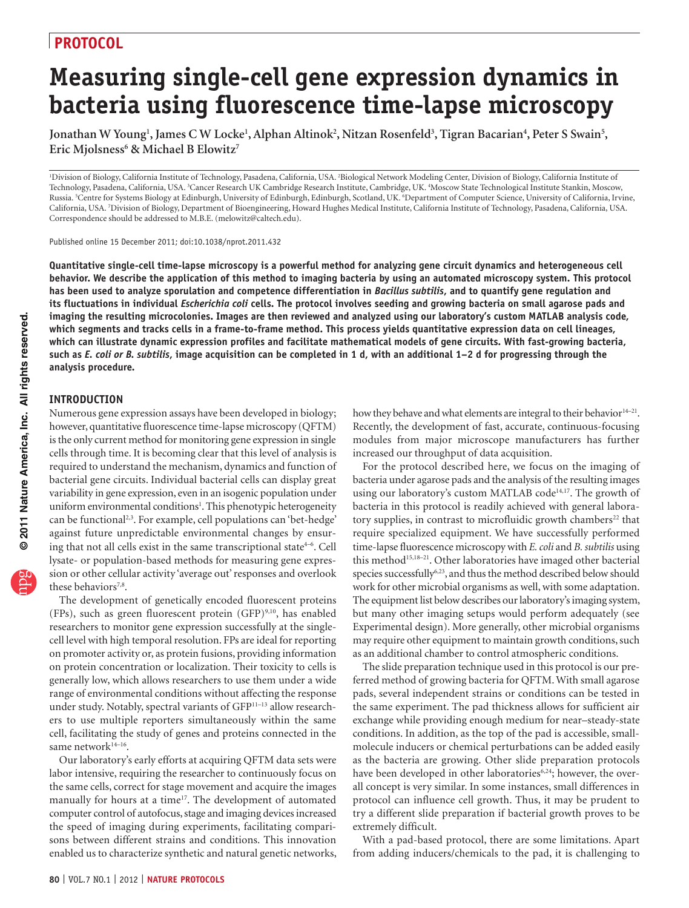# Measuring single-cell gene expression dynamics in bacteria using fluorescence time-lapse microscopy

Jonathan W Young[1], James C W Locke[1], Alphan Altinok[2], Nitzan Rosenfeld[3], Tigran Bacarian[4], Peter S Swain[5], Eric Mjolsness[6] & Michael B Elowitz[7]

[1]Division of Biology, California Institute of Technology, Pasadena, California, USA. [2]Biological Network Modeling Center, Division of Biology, California Institute of Technology, Pasadena, California, USA. [3]Cancer Research UK Cambridge Research Institute, Cambridge, UK. [4]Moscow State Technological Institute Stankin, Moscow, Russia. [5]Centre for Systems Biology at Edinburgh, University of Edinburgh, Edinburgh, Scotland, UK. [6]Department of Computer Science, University of California, Irvine, California, USA. [7]Division of Biology, Department of Bioengineering, Howard Hughes Medical Institute, California Institute of Technology, Pasadena, California, USA. Correspondence should be addressed to M.B.E. (melowitz@caltech.edu).

Published online 15 December 2011; doi:10.1038/nprot.2011.432

**Quantitative single-cell time-lapse microscopy is a powerful method for analyzing gene circuit dynamics and heterogeneous cell behavior. We describe the application of this method to imaging bacteria by using an automated microscopy system. This protocol has been used to analyze sporulation and competence differentiation in *Bacillus subtilis*, and to quantify gene regulation and its fluctuations in individual *Escherichia coli* cells. The protocol involves seeding and growing bacteria on small agarose pads and imaging the resulting microcolonies. Images are then reviewed and analyzed using our laboratory's custom MATLAB analysis code, which segments and tracks cells in a frame-to-frame method. This process yields quantitative expression data on cell lineages, which can illustrate dynamic expression profiles and facilitate mathematical models of gene circuits. With fast-growing bacteria, such as *E. coli or B. subtilis*, image acquisition can be completed in 1 d, with an additional 1–2 d for progressing through the analysis procedure.**

## INTRODUCTION

Numerous gene expression assays have been developed in biology; however, quantitative fluorescence time-lapse microscopy (QFTM) is the only current method for monitoring gene expression in single cells through time. It is becoming clear that this level of analysis is required to understand the mechanism, dynamics and function of bacterial gene circuits. Individual bacterial cells can display great variability in gene expression, even in an isogenic population under uniform environmental conditions[1]. This phenotypic heterogeneity can be functional[2,3]. For example, cell populations can 'bet-hedge' against future unpredictable environmental changes by ensuring that not all cells exist in the same transcriptional state[4–6]. Cell lysate- or population-based methods for measuring gene expression or other cellular activity 'average out' responses and overlook these behaviors[7,8].

The development of genetically encoded fluorescent proteins (FPs), such as green fluorescent protein (GFP)[9,10], has enabled researchers to monitor gene expression successfully at the single-cell level with high temporal resolution. FPs are ideal for reporting on promoter activity or, as protein fusions, providing information on protein concentration or localization. Their toxicity to cells is generally low, which allows researchers to use them under a wide range of environmental conditions without affecting the response under study. Notably, spectral variants of GFP[11–13] allow researchers to use multiple reporters simultaneously within the same cell, facilitating the study of genes and proteins connected in the same network[14–16].

Our laboratory's early efforts at acquiring QFTM data sets were labor intensive, requiring the researcher to continuously focus on the same cells, correct for stage movement and acquire the images manually for hours at a time[17]. The development of automated computer control of autofocus, stage and imaging devices increased the speed of imaging during experiments, facilitating comparisons between different strains and conditions. This innovation enabled us to characterize synthetic and natural genetic networks, how they behave and what elements are integral to their behavior[14–21]. Recently, the development of fast, accurate, continuous-focusing modules from major microscope manufacturers has further increased our throughput of data acquisition.

For the protocol described here, we focus on the imaging of bacteria under agarose pads and the analysis of the resulting images using our laboratory's custom MATLAB code[14,17]. The growth of bacteria in this protocol is readily achieved with general laboratory supplies, in contrast to microfluidic growth chambers[22] that require specialized equipment. We have successfully performed time-lapse fluorescence microscopy with *E. coli* and *B. subtilis* using this method[15,18–21]. Other laboratories have imaged other bacterial species successfully[6,23], and thus the method described below should work for other microbial organisms as well, with some adaptation. The equipment list below describes our laboratory's imaging system, but many other imaging setups would perform adequately (see Experimental design). More generally, other microbial organisms may require other equipment to maintain growth conditions, such as an additional chamber to control atmospheric conditions.

The slide preparation technique used in this protocol is our preferred method of growing bacteria for QFTM. With small agarose pads, several independent strains or conditions can be tested in the same experiment. The pad thickness allows for sufficient air exchange while providing enough medium for near–steady-state conditions. In addition, as the top of the pad is accessible, small-molecule inducers or chemical perturbations can be added easily as the bacteria are growing. Other slide preparation protocols have been developed in other laboratories[6,24]; however, the overall concept is very similar. In some instances, small differences in protocol can influence cell growth. Thus, it may be prudent to try a different slide preparation if bacterial growth proves to be extremely difficult.

With a pad-based protocol, there are some limitations. Apart from adding inducers/chemicals to the pad, it is challenging to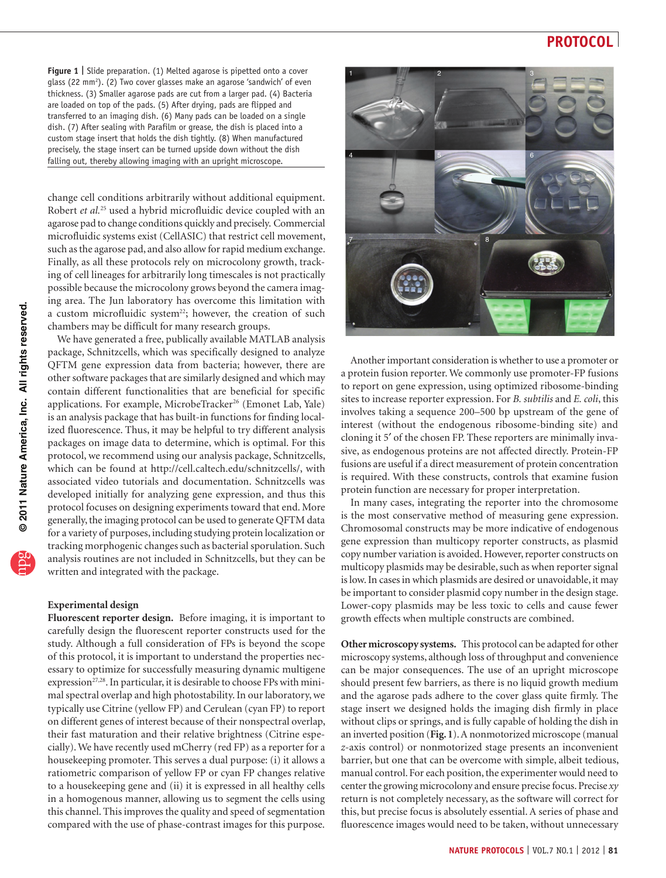**Figure 1 | Slide preparation.** (1) Melted agarose is pipetted onto a cover glass (22 mm$^2$). (2) Two cover glasses make an agarose 'sandwich' of even thickness. (3) Smaller agarose pads are cut from a larger pad. (4) Bacteria are loaded on top of the pads. (5) After drying, pads are flipped and transferred to an imaging dish. (6) Many pads can be loaded on a single dish. (7) After sealing with Parafilm or grease, the dish is placed into a custom stage insert that holds the dish tightly. (8) When manufactured precisely, the stage insert can be turned upside down without the dish falling out, thereby allowing imaging with an upright microscope.

change cell conditions arbitrarily without additional equipment. Robert *et al.*[25] used a hybrid microfluidic device coupled with an agarose pad to change conditions quickly and precisely. Commercial microfluidic systems exist (CellASIC) that restrict cell movement, such as the agarose pad, and also allow for rapid medium exchange. Finally, as all these protocols rely on microcolony growth, tracking of cell lineages for arbitrarily long timescales is not practically possible because the microcolony grows beyond the camera imaging area. The Jun laboratory has overcome this limitation with a custom microfluidic system[22]; however, the creation of such chambers may be difficult for many research groups.

We have generated a free, publically available MATLAB analysis package, Schnitzcells, which was specifically designed to analyze QFTM gene expression data from bacteria; however, there are other software packages that are similarly designed and which may contain different functionalities that are beneficial for specific applications. For example, MicrobeTracker[26] (Emonet Lab, Yale) is an analysis package that has built-in functions for finding localized fluorescence. Thus, it may be helpful to try different analysis packages on image data to determine, which is optimal. For this protocol, we recommend using our analysis package, Schnitzcells, which can be found at http://cell.caltech.edu/schnitzcells/, with associated video tutorials and documentation. Schnitzcells was developed initially for analyzing gene expression, and thus this protocol focuses on designing experiments toward that end. More generally, the imaging protocol can be used to generate QFTM data for a variety of purposes, including studying protein localization or tracking morphogenic changes such as bacterial sporulation. Such analysis routines are not included in Schnitzcells, but they can be written and integrated with the package.

## Experimental design

**Fluorescent reporter design.** Before imaging, it is important to carefully design the fluorescent reporter constructs used for the study. Although a full consideration of FPs is beyond the scope of this protocol, it is important to understand the properties necessary to optimize for successfully measuring dynamic multigene expression[27,28]. In particular, it is desirable to choose FPs with minimal spectral overlap and high photostability. In our laboratory, we typically use Citrine (yellow FP) and Cerulean (cyan FP) to report on different genes of interest because of their nonspectral overlap, their fast maturation and their relative brightness (Citrine especially). We have recently used mCherry (red FP) as a reporter for a housekeeping promoter. This serves a dual purpose: (i) it allows a ratiometric comparison of yellow FP or cyan FP changes relative to a housekeeping gene and (ii) it is expressed in all healthy cells in a homogenous manner, allowing us to segment the cells using this channel. This improves the quality and speed of segmentation compared with the use of phase-contrast images for this purpose.

Another important consideration is whether to use a promoter or a protein fusion reporter. We commonly use promoter-FP fusions to report on gene expression, using optimized ribosome-binding sites to increase reporter expression. For *B. subtilis* and *E. coli*, this involves taking a sequence 200–500 bp upstream of the gene of interest (without the endogenous ribosome-binding site) and cloning it 5′ of the chosen FP. These reporters are minimally invasive, as endogenous proteins are not affected directly. Protein-FP fusions are useful if a direct measurement of protein concentration is required. With these constructs, controls that examine fusion protein function are necessary for proper interpretation.

In many cases, integrating the reporter into the chromosome is the most conservative method of measuring gene expression. Chromosomal constructs may be more indicative of endogenous gene expression than multicopy reporter constructs, as plasmid copy number variation is avoided. However, reporter constructs on multicopy plasmids may be desirable, such as when reporter signal is low. In cases in which plasmids are desired or unavoidable, it may be important to consider plasmid copy number in the design stage. Lower-copy plasmids may be less toxic to cells and cause fewer growth effects when multiple constructs are combined.

**Other microscopy systems.** This protocol can be adapted for other microscopy systems, although loss of throughput and convenience can be major consequences. The use of an upright microscope should present few barriers, as there is no liquid growth medium and the agarose pads adhere to the cover glass quite firmly. The stage insert we designed holds the imaging dish firmly in place without clips or springs, and is fully capable of holding the dish in an inverted position (**Fig. 1**). A nonmotorized microscope (manual *z*-axis control) or nonmotorized stage presents an inconvenient barrier, but one that can be overcome with simple, albeit tedious, manual control. For each position, the experimenter would need to center the growing microcolony and ensure precise focus. Precise *xy* return is not completely necessary, as the software will correct for this, but precise focus is absolutely essential. A series of phase and fluorescence images would need to be taken, without unnecessary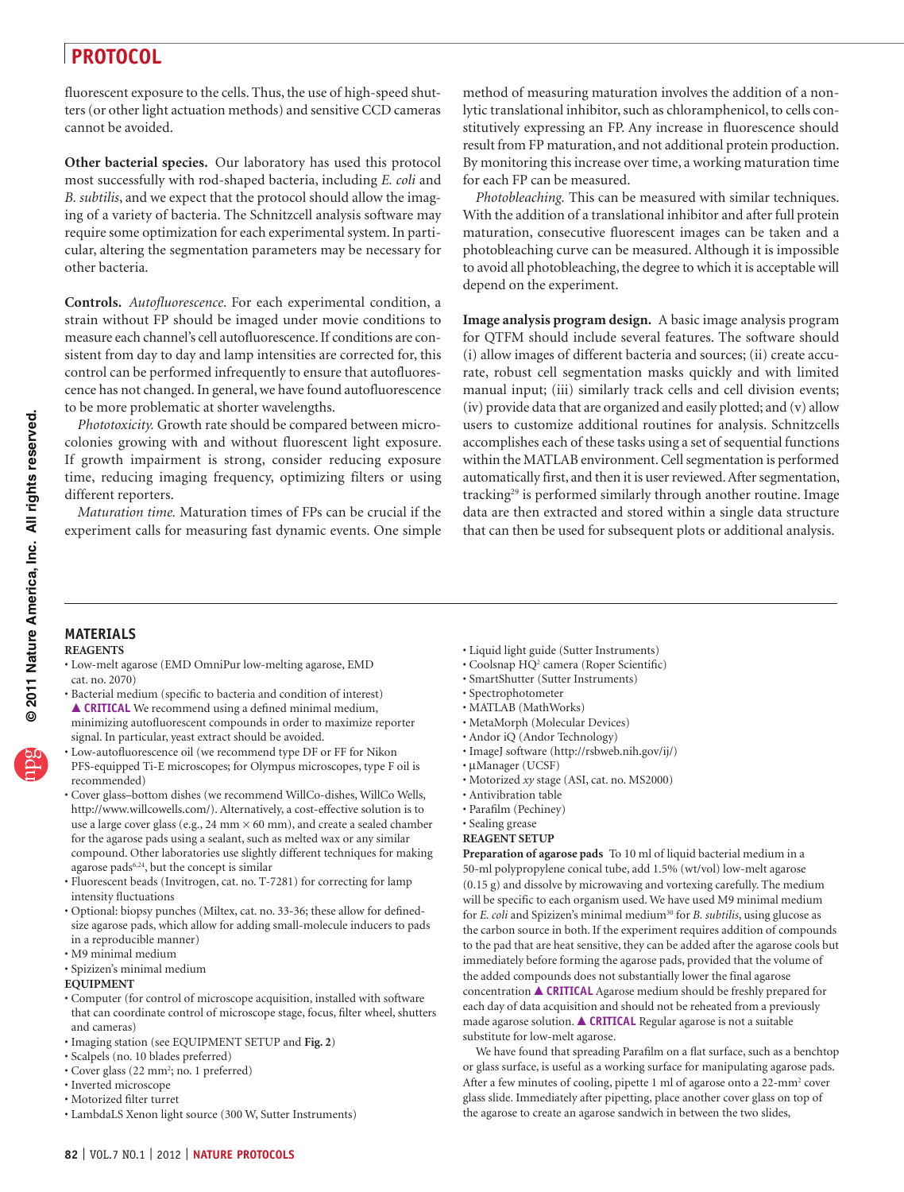fluorescent exposure to the cells. Thus, the use of high-speed shutters (or other light actuation methods) and sensitive CCD cameras cannot be avoided.

**Other bacterial species.** Our laboratory has used this protocol most successfully with rod-shaped bacteria, including *E. coli* and *B. subtilis*, and we expect that the protocol should allow the imaging of a variety of bacteria. The Schnitzcell analysis software may require some optimization for each experimental system. In particular, altering the segmentation parameters may be necessary for other bacteria.

**Controls.** *Autofluorescence.* For each experimental condition, a strain without FP should be imaged under movie conditions to measure each channel's cell autofluorescence. If conditions are consistent from day to day and lamp intensities are corrected for, this control can be performed infrequently to ensure that autofluorescence has not changed. In general, we have found autofluorescence to be more problematic at shorter wavelengths.

*Phototoxicity.* Growth rate should be compared between microcolonies growing with and without fluorescent light exposure. If growth impairment is strong, consider reducing exposure time, reducing imaging frequency, optimizing filters or using different reporters.

*Maturation time.* Maturation times of FPs can be crucial if the experiment calls for measuring fast dynamic events. One simple method of measuring maturation involves the addition of a nonlytic translational inhibitor, such as chloramphenicol, to cells constitutively expressing an FP. Any increase in fluorescence should result from FP maturation, and not additional protein production. By monitoring this increase over time, a working maturation time for each FP can be measured.

*Photobleaching.* This can be measured with similar techniques. With the addition of a translational inhibitor and after full protein maturation, consecutive fluorescent images can be taken and a photobleaching curve can be measured. Although it is impossible to avoid all photobleaching, the degree to which it is acceptable will depend on the experiment.

**Image analysis program design.** A basic image analysis program for QTFM should include several features. The software should (i) allow images of different bacteria and sources; (ii) create accurate, robust cell segmentation masks quickly and with limited manual input; (iii) similarly track cells and cell division events; (iv) provide data that are organized and easily plotted; and (v) allow users to customize additional routines for analysis. Schnitzcells accomplishes each of these tasks using a set of sequential functions within the MATLAB environment. Cell segmentation is performed automatically first, and then it is user reviewed. After segmentation, tracking[29] is performed similarly through another routine. Image data are then extracted and stored within a single data structure that can then be used for subsequent plots or additional analysis.

## MATERIALS

### REAGENTS

- Low-melt agarose (EMD OmniPur low-melting agarose, EMD cat. no. 2070)
- Bacterial medium (specific to bacteria and condition of interest) ▲ **CRITICAL** We recommend using a defined minimal medium, minimizing autofluorescent compounds in order to maximize reporter signal. In particular, yeast extract should be avoided.
- Low-autofluorescence oil (we recommend type DF or FF for Nikon PFS-equipped Ti-E microscopes; for Olympus microscopes, type F oil is recommended)
- Cover glass–bottom dishes (we recommend WillCo-dishes, WillCo Wells, http://www.willcowells.com/). Alternatively, a cost-effective solution is to use a large cover glass (e.g., 24 mm × 60 mm), and create a sealed chamber for the agarose pads using a sealant, such as melted wax or any similar compound. Other laboratories use slightly different techniques for making agarose pads[6,24], but the concept is similar
- Fluorescent beads (Invitrogen, cat. no. T-7281) for correcting for lamp intensity fluctuations
- Optional: biopsy punches (Miltex, cat. no. 33-36; these allow for defined-size agarose pads, which allow for adding small-molecule inducers to pads in a reproducible manner)
- M9 minimal medium
- Spizizen's minimal medium

### EQUIPMENT

- Computer (for control of microscope acquisition, installed with software that can coordinate control of microscope stage, focus, filter wheel, shutters and cameras)
- Imaging station (see EQUIPMENT SETUP and **Fig. 2**)
- Scalpels (no. 10 blades preferred)
- Cover glass (22 mm$^2$; no. 1 preferred)
- Inverted microscope
- Motorized filter turret
- LambdaLS Xenon light source (300 W, Sutter Instruments)
- Liquid light guide (Sutter Instruments)
- Coolsnap HQ$^2$ camera (Roper Scientific)
- SmartShutter (Sutter Instruments)
- Spectrophotometer
- MATLAB (MathWorks)
- MetaMorph (Molecular Devices)
- Andor iQ (Andor Technology)
- ImageJ software (http://rsbweb.nih.gov/ij/)
- μManager (UCSF)
- Motorized *xy* stage (ASI, cat. no. MS2000)
- Antivibration table
- Parafilm (Pechiney)
- Sealing grease

### REAGENT SETUP

**Preparation of agarose pads** To 10 ml of liquid bacterial medium in a 50-ml polypropylene conical tube, add 1.5% (wt/vol) low-melt agarose (0.15 g) and dissolve by microwaving and vortexing carefully. The medium will be specific to each organism used. We have used M9 minimal medium for *E. coli* and Spizizen's minimal medium[30] for *B. subtilis*, using glucose as the carbon source in both. If the experiment requires addition of compounds to the pad that are heat sensitive, they can be added after the agarose cools but immediately before forming the agarose pads, provided that the volume of the added compounds does not substantially lower the final agarose concentration ▲ **CRITICAL** Agarose medium should be freshly prepared for each day of data acquisition and should not be reheated from a previously made agarose solution. ▲ **CRITICAL** Regular agarose is not a suitable substitute for low-melt agarose.

We have found that spreading Parafilm on a flat surface, such as a benchtop or glass surface, is useful as a working surface for manipulating agarose pads. After a few minutes of cooling, pipette 1 ml of agarose onto a 22-mm$^2$ cover glass slide. Immediately after pipetting, place another cover glass on top of the agarose to create an agarose sandwich in between the two slides,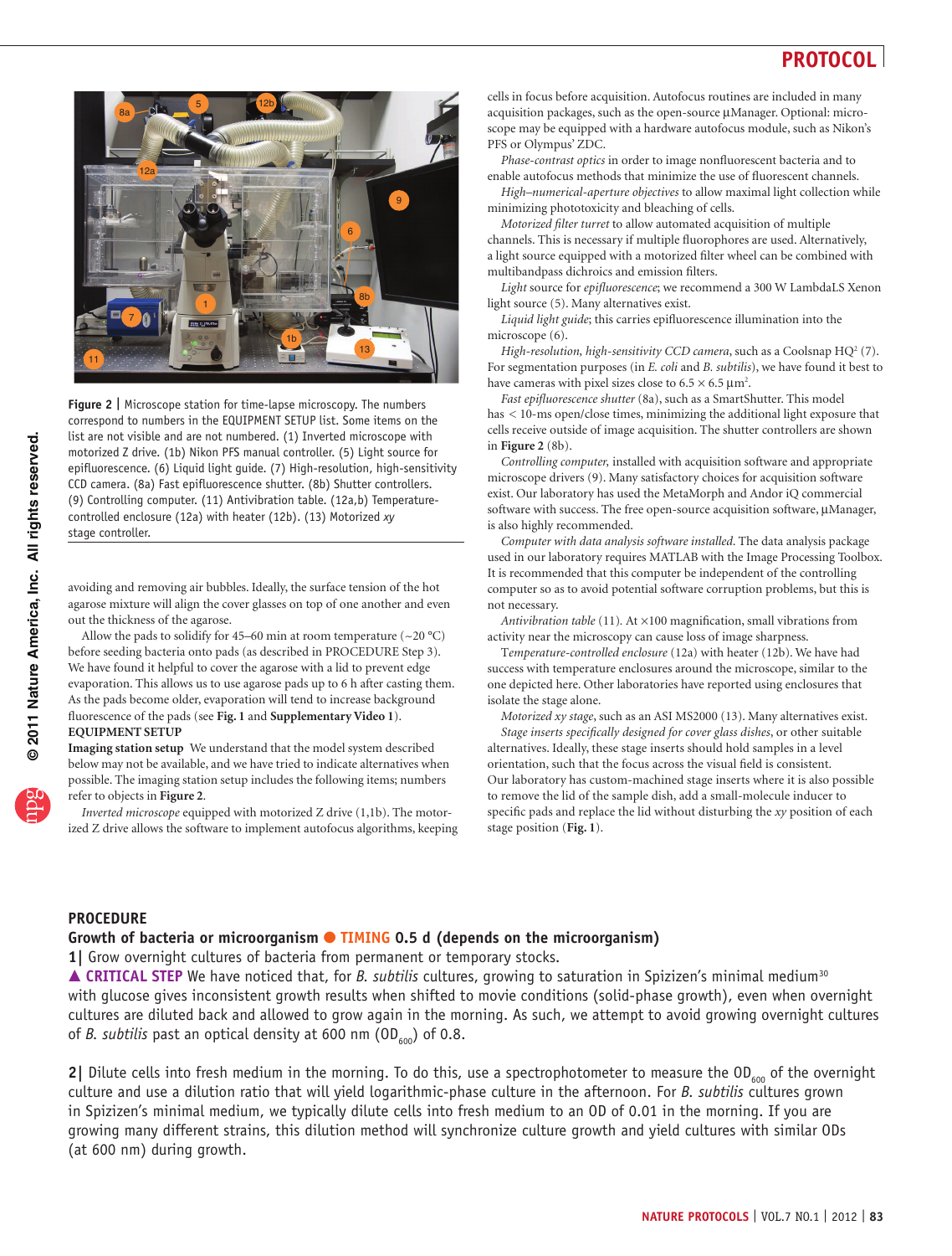**Figure 2 |** Microscope station for time-lapse microscopy. The numbers correspond to numbers in the EQUIPMENT SETUP list. Some items on the list are not visible and are not numbered. (1) Inverted microscope with motorized Z drive. (1b) Nikon PFS manual controller. (5) Light source for epifluorescence. (6) Liquid light guide. (7) High-resolution, high-sensitivity CCD camera. (8a) Fast epifluorescence shutter. (8b) Shutter controllers. (9) Controlling computer. (11) Antivibration table. (12a,b) Temperature-controlled enclosure (12a) with heater (12b). (13) Motorized *xy* stage controller.

avoiding and removing air bubbles. Ideally, the surface tension of the hot agarose mixture will align the cover glasses on top of one another and even out the thickness of the agarose.

Allow the pads to solidify for 45–60 min at room temperature (~20 °C) before seeding bacteria onto pads (as described in PROCEDURE Step 3). We have found it helpful to cover the agarose with a lid to prevent edge evaporation. This allows us to use agarose pads up to 6 h after casting them. As the pads become older, evaporation will tend to increase background fluorescence of the pads (see **Fig. 1** and **Supplementary Video 1**).

**EQUIPMENT SETUP**

**Imaging station setup** We understand that the model system described below may not be available, and we have tried to indicate alternatives when possible. The imaging station setup includes the following items; numbers refer to objects in **Figure 2**.

*Inverted microscope* equipped with motorized Z drive (1,1b). The motorized Z drive allows the software to implement autofocus algorithms, keeping cells in focus before acquisition. Autofocus routines are included in many acquisition packages, such as the open-source µManager. Optional: microscope may be equipped with a hardware autofocus module, such as Nikon's PFS or Olympus' ZDC.

*Phase-contrast optics* in order to image nonfluorescent bacteria and to enable autofocus methods that minimize the use of fluorescent channels.

*High–numerical-aperture objectives* to allow maximal light collection while minimizing phototoxicity and bleaching of cells.

*Motorized filter turret* to allow automated acquisition of multiple channels. This is necessary if multiple fluorophores are used. Alternatively, a light source equipped with a motorized filter wheel can be combined with multibandpass dichroics and emission filters.

*Light* source for *epifluorescence*; we recommend a 300 W LambdaLS Xenon light source (5). Many alternatives exist.

*Liquid light guide*; this carries epifluorescence illumination into the microscope (6).

*High-resolution, high-sensitivity CCD camera*, such as a Coolsnap HQ[2] (7). For segmentation purposes (in *E. coli* and *B. subtilis*), we have found it best to have cameras with pixel sizes close to 6.5 × 6.5 µm$^2$.

*Fast epifluorescence shutter* (8a), such as a SmartShutter. This model has < 10-ms open/close times, minimizing the additional light exposure that cells receive outside of image acquisition. The shutter controllers are shown in **Figure 2** (8b).

*Controlling computer*, installed with acquisition software and appropriate microscope drivers (9). Many satisfactory choices for acquisition software exist. Our laboratory has used the MetaMorph and Andor iQ commercial software with success. The free open-source acquisition software, µManager, is also highly recommended.

*Computer with data analysis software installed*. The data analysis package used in our laboratory requires MATLAB with the Image Processing Toolbox. It is recommended that this computer be independent of the controlling computer so as to avoid potential software corruption problems, but this is not necessary.

*Antivibration table* (11). At ×100 magnification, small vibrations from activity near the microscopy can cause loss of image sharpness.

*Temperature-controlled enclosure* (12a) with heater (12b). We have had success with temperature enclosures around the microscope, similar to the one depicted here. Other laboratories have reported using enclosures that isolate the stage alone.

*Motorized xy stage*, such as an ASI MS2000 (13). Many alternatives exist.

*Stage inserts specifically designed for cover glass dishes*, or other suitable alternatives. Ideally, these stage inserts should hold samples in a level orientation, such that the focus across the visual field is consistent. Our laboratory has custom-machined stage inserts where it is also possible to remove the lid of the sample dish, add a small-molecule inducer to specific pads and replace the lid without disturbing the *xy* position of each stage position (**Fig. 1**).

## PROCEDURE

### Growth of bacteria or microorganism ● TIMING 0.5 d (depends on the microorganism)

**1|** Grow overnight cultures of bacteria from permanent or temporary stocks.

▲ **CRITICAL STEP** We have noticed that, for *B. subtilis* cultures, growing to saturation in Spizizen's minimal medium[30] with glucose gives inconsistent growth results when shifted to movie conditions (solid-phase growth), even when overnight cultures are diluted back and allowed to grow again in the morning. As such, we attempt to avoid growing overnight cultures of *B. subtilis* past an optical density at 600 nm ($OD_{600}$) of 0.8.

**2|** Dilute cells into fresh medium in the morning. To do this, use a spectrophotometer to measure the $OD_{600}$ of the overnight culture and use a dilution ratio that will yield logarithmic-phase culture in the afternoon. For *B. subtilis* cultures grown in Spizizen's minimal medium, we typically dilute cells into fresh medium to an OD of 0.01 in the morning. If you are growing many different strains, this dilution method will synchronize culture growth and yield cultures with similar ODs (at 600 nm) during growth.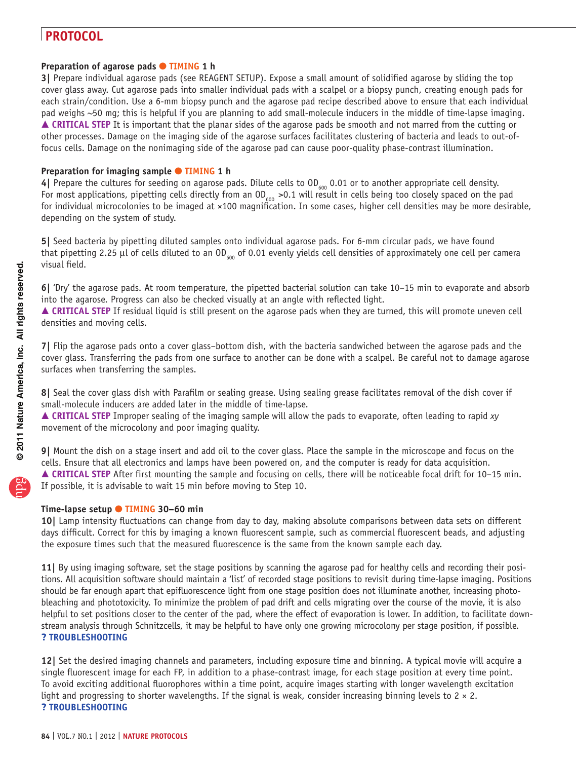### Preparation of agarose pads ● TIMING 1 h

**3|** Prepare individual agarose pads (see REAGENT SETUP). Expose a small amount of solidified agarose by sliding the top cover glass away. Cut agarose pads into smaller individual pads with a scalpel or a biopsy punch, creating enough pads for each strain/condition. Use a 6-mm biopsy punch and the agarose pad recipe described above to ensure that each individual pad weighs ~50 mg; this is helpful if you are planning to add small-molecule inducers in the middle of time-lapse imaging.
▲ **CRITICAL STEP** It is important that the planar sides of the agarose pads be smooth and not marred from the cutting or other processes. Damage on the imaging side of the agarose surfaces facilitates clustering of bacteria and leads to out-of-focus cells. Damage on the nonimaging side of the agarose pad can cause poor-quality phase-contrast illumination.

### Preparation for imaging sample ● TIMING 1 h

**4|** Prepare the cultures for seeding on agarose pads. Dilute cells to $OD_{600}$ 0.01 or to another appropriate cell density. For most applications, pipetting cells directly from an $OD_{600}$ >0.1 will result in cells being too closely spaced on the pad for individual microcolonies to be imaged at ×100 magnification. In some cases, higher cell densities may be more desirable, depending on the system of study.

**5|** Seed bacteria by pipetting diluted samples onto individual agarose pads. For 6-mm circular pads, we have found that pipetting 2.25 µl of cells diluted to an $OD_{600}$ of 0.01 evenly yields cell densities of approximately one cell per camera visual field.

**6|** 'Dry' the agarose pads. At room temperature, the pipetted bacterial solution can take 10–15 min to evaporate and absorb into the agarose. Progress can also be checked visually at an angle with reflected light.
▲ **CRITICAL STEP** If residual liquid is still present on the agarose pads when they are turned, this will promote uneven cell densities and moving cells.

**7|** Flip the agarose pads onto a cover glass–bottom dish, with the bacteria sandwiched between the agarose pads and the cover glass. Transferring the pads from one surface to another can be done with a scalpel. Be careful not to damage agarose surfaces when transferring the samples.

**8|** Seal the cover glass dish with Parafilm or sealing grease. Using sealing grease facilitates removal of the dish cover if small-molecule inducers are added later in the middle of time-lapse.
▲ **CRITICAL STEP** Improper sealing of the imaging sample will allow the pads to evaporate, often leading to rapid *xy* movement of the microcolony and poor imaging quality.

**9|** Mount the dish on a stage insert and add oil to the cover glass. Place the sample in the microscope and focus on the cells. Ensure that all electronics and lamps have been powered on, and the computer is ready for data acquisition.
▲ **CRITICAL STEP** After first mounting the sample and focusing on cells, there will be noticeable focal drift for 10–15 min. If possible, it is advisable to wait 15 min before moving to Step 10.

### Time-lapse setup ● TIMING 30–60 min

**10|** Lamp intensity fluctuations can change from day to day, making absolute comparisons between data sets on different days difficult. Correct for this by imaging a known fluorescent sample, such as commercial fluorescent beads, and adjusting the exposure times such that the measured fluorescence is the same from the known sample each day.

**11|** By using imaging software, set the stage positions by scanning the agarose pad for healthy cells and recording their positions. All acquisition software should maintain a 'list' of recorded stage positions to revisit during time-lapse imaging. Positions should be far enough apart that epifluorescence light from one stage position does not illuminate another, increasing photobleaching and phototoxicity. To minimize the problem of pad drift and cells migrating over the course of the movie, it is also helpful to set positions closer to the center of the pad, where the effect of evaporation is lower. In addition, to facilitate downstream analysis through Schnitzcells, it may be helpful to have only one growing microcolony per stage position, if possible.
**? TROUBLESHOOTING**

**12|** Set the desired imaging channels and parameters, including exposure time and binning. A typical movie will acquire a single fluorescent image for each FP, in addition to a phase-contrast image, for each stage position at every time point. To avoid exciting additional fluorophores within a time point, acquire images starting with longer wavelength excitation light and progressing to shorter wavelengths. If the signal is weak, consider increasing binning levels to 2 × 2.
**? TROUBLESHOOTING**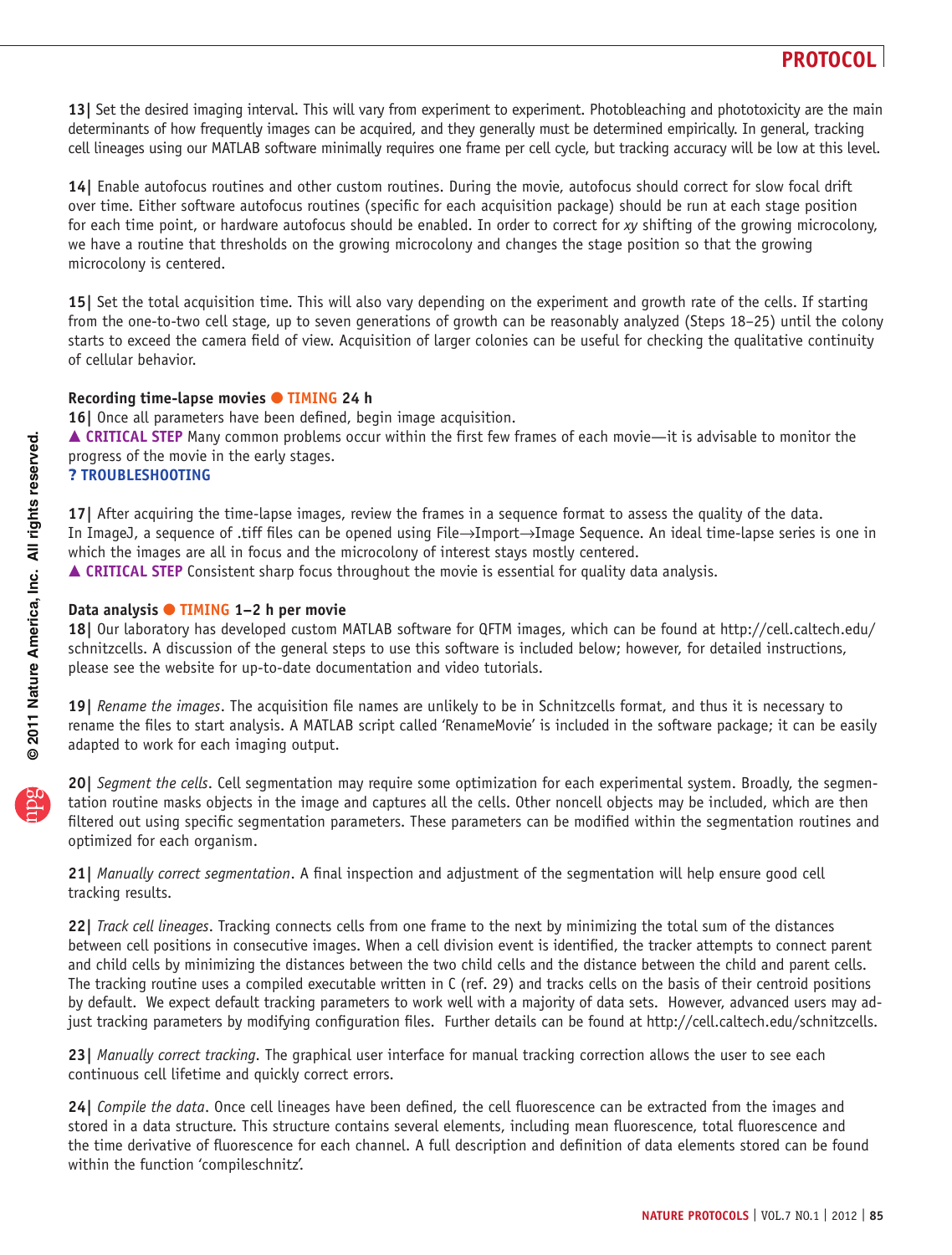**13|** Set the desired imaging interval. This will vary from experiment to experiment. Photobleaching and phototoxicity are the main determinants of how frequently images can be acquired, and they generally must be determined empirically. In general, tracking cell lineages using our MATLAB software minimally requires one frame per cell cycle, but tracking accuracy will be low at this level.

**14|** Enable autofocus routines and other custom routines. During the movie, autofocus should correct for slow focal drift over time. Either software autofocus routines (specific for each acquisition package) should be run at each stage position for each time point, or hardware autofocus should be enabled. In order to correct for *xy* shifting of the growing microcolony, we have a routine that thresholds on the growing microcolony and changes the stage position so that the growing microcolony is centered.

**15|** Set the total acquisition time. This will also vary depending on the experiment and growth rate of the cells. If starting from the one-to-two cell stage, up to seven generations of growth can be reasonably analyzed (Steps 18–25) until the colony starts to exceed the camera field of view. Acquisition of larger colonies can be useful for checking the qualitative continuity of cellular behavior.

### Recording time-lapse movies ● TIMING 24 h

**16|** Once all parameters have been defined, begin image acquisition.

▲ **CRITICAL STEP** Many common problems occur within the first few frames of each movie—it is advisable to monitor the progress of the movie in the early stages.

**? TROUBLESHOOTING**

**17|** After acquiring the time-lapse images, review the frames in a sequence format to assess the quality of the data. In ImageJ, a sequence of .tiff files can be opened using File→Import→Image Sequence. An ideal time-lapse series is one in which the images are all in focus and the microcolony of interest stays mostly centered.

▲ **CRITICAL STEP** Consistent sharp focus throughout the movie is essential for quality data analysis.

### Data analysis ● TIMING 1–2 h per movie

**18|** Our laboratory has developed custom MATLAB software for QFTM images, which can be found at http://cell.caltech.edu/schnitzcells. A discussion of the general steps to use this software is included below; however, for detailed instructions, please see the website for up-to-date documentation and video tutorials.

**19|** *Rename the images*. The acquisition file names are unlikely to be in Schnitzcells format, and thus it is necessary to rename the files to start analysis. A MATLAB script called 'RenameMovie' is included in the software package; it can be easily adapted to work for each imaging output.

**20|** *Segment the cells*. Cell segmentation may require some optimization for each experimental system. Broadly, the segmentation routine masks objects in the image and captures all the cells. Other noncell objects may be included, which are then filtered out using specific segmentation parameters. These parameters can be modified within the segmentation routines and optimized for each organism.

**21|** *Manually correct segmentation*. A final inspection and adjustment of the segmentation will help ensure good cell tracking results.

**22|** *Track cell lineages*. Tracking connects cells from one frame to the next by minimizing the total sum of the distances between cell positions in consecutive images. When a cell division event is identified, the tracker attempts to connect parent and child cells by minimizing the distances between the two child cells and the distance between the child and parent cells. The tracking routine uses a compiled executable written in C (ref. 29) and tracks cells on the basis of their centroid positions by default. We expect default tracking parameters to work well with a majority of data sets. However, advanced users may adjust tracking parameters by modifying configuration files. Further details can be found at http://cell.caltech.edu/schnitzcells.

**23|** *Manually correct tracking*. The graphical user interface for manual tracking correction allows the user to see each continuous cell lifetime and quickly correct errors.

**24|** *Compile the data*. Once cell lineages have been defined, the cell fluorescence can be extracted from the images and stored in a data structure. This structure contains several elements, including mean fluorescence, total fluorescence and the time derivative of fluorescence for each channel. A full description and definition of data elements stored can be found within the function 'compileschnitz'.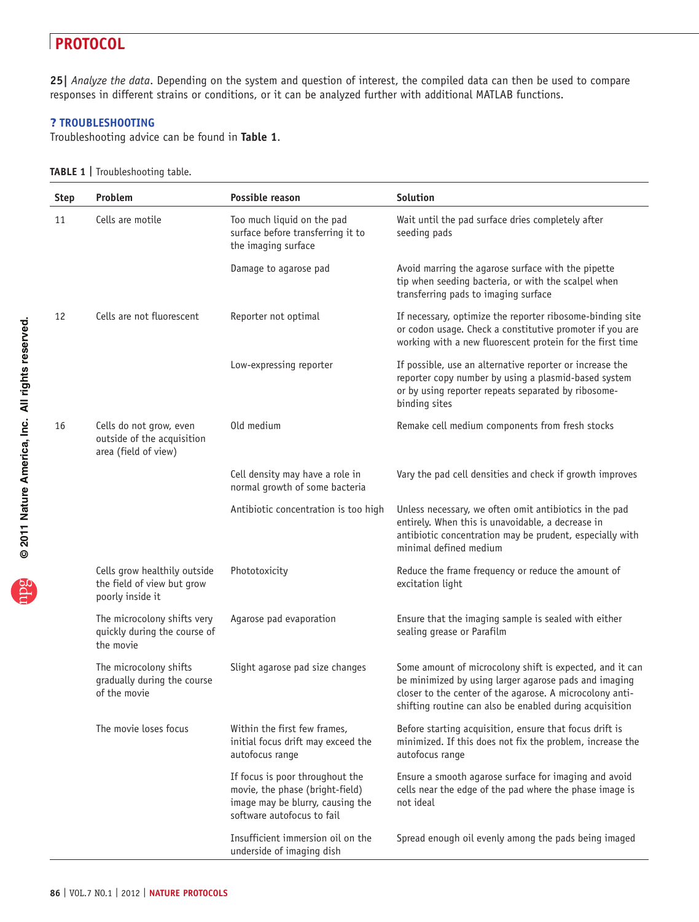**25|** *Analyze the data*. Depending on the system and question of interest, the compiled data can then be used to compare responses in different strains or conditions, or it can be analyzed further with additional MATLAB functions.

### ? TROUBLESHOOTING

Troubleshooting advice can be found in **Table 1**.

**TABLE 1 |** Troubleshooting table.

| Step | Problem | Possible reason | Solution |
|---|---|---|---|
| 11 | Cells are motile | Too much liquid on the pad surface before transferring it to the imaging surface | Wait until the pad surface dries completely after seeding pads |
| | | Damage to agarose pad | Avoid marring the agarose surface with the pipette tip when seeding bacteria, or with the scalpel when transferring pads to imaging surface |
| 12 | Cells are not fluorescent | Reporter not optimal | If necessary, optimize the reporter ribosome-binding site or codon usage. Check a constitutive promoter if you are working with a new fluorescent protein for the first time |
| | | Low-expressing reporter | If possible, use an alternative reporter or increase the reporter copy number by using a plasmid-based system or by using reporter repeats separated by ribosome-binding sites |
| 16 | Cells do not grow, even outside of the acquisition area (field of view) | Old medium | Remake cell medium components from fresh stocks |
| | | Cell density may have a role in normal growth of some bacteria | Vary the pad cell densities and check if growth improves |
| | | Antibiotic concentration is too high | Unless necessary, we often omit antibiotics in the pad entirely. When this is unavoidable, a decrease in antibiotic concentration may be prudent, especially with minimal defined medium |
| | Cells grow healthily outside the field of view but grow poorly inside it | Phototoxicity | Reduce the frame frequency or reduce the amount of excitation light |
| | The microcolony shifts very quickly during the course of the movie | Agarose pad evaporation | Ensure that the imaging sample is sealed with either sealing grease or Parafilm |
| | The microcolony shifts gradually during the course of the movie | Slight agarose pad size changes | Some amount of microcolony shift is expected, and it can be minimized by using larger agarose pads and imaging closer to the center of the agarose. A microcolony anti-shifting routine can also be enabled during acquisition |
| | The movie loses focus | Within the first few frames, initial focus drift may exceed the autofocus range | Before starting acquisition, ensure that focus drift is minimized. If this does not fix the problem, increase the autofocus range |
| | | If focus is poor throughout the movie, the phase (bright-field) image may be blurry, causing the software autofocus to fail | Ensure a smooth agarose surface for imaging and avoid cells near the edge of the pad where the phase image is not ideal |
| | | Insufficient immersion oil on the underside of imaging dish | Spread enough oil evenly among the pads being imaged |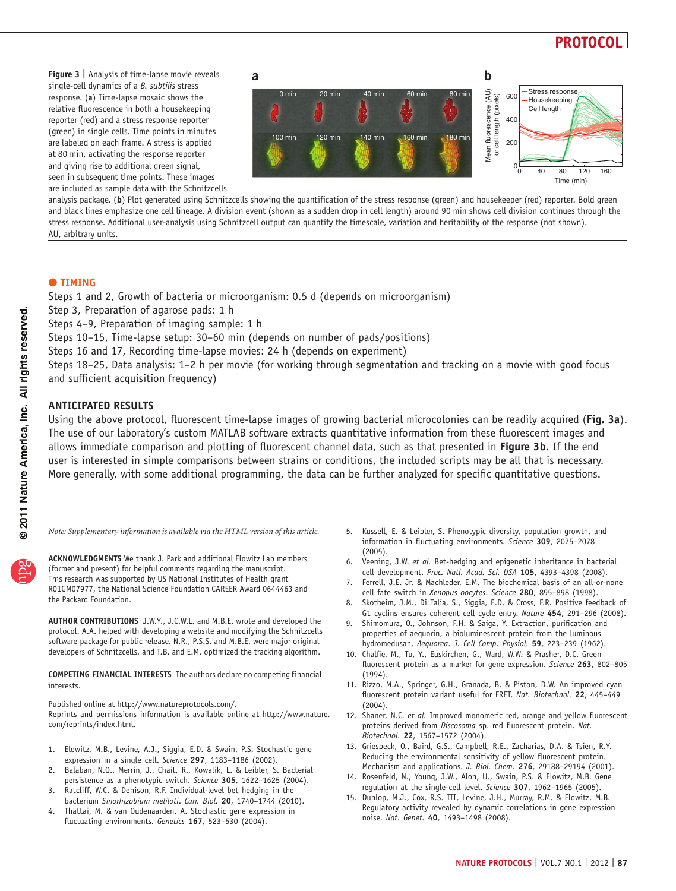**Figure 3 | Analysis of time-lapse movie reveals single-cell dynamics of a *B. subtilis* stress response.** (**a**) Time-lapse mosaic shows the relative fluorescence in both a housekeeping reporter (red) and a stress response reporter (green) in single cells. Time points in minutes are labeled on each frame. A stress is applied at 80 min, activating the response reporter and giving rise to additional green signal, seen in subsequent time points. These images are included as sample data with the Schnitzcells analysis package. (**b**) Plot generated using Schnitzcells showing the quantification of the stress response (green) and housekeeper (red) reporter. Bold green and black lines emphasize one cell lineage. A division event (shown as a sudden drop in cell length) around 90 min shows cell division continues through the stress response. Additional user-analysis using Schnitzcell output can quantify the timescale, variation and heritability of the response (not shown). AU, arbitrary units.

## ● TIMING

Steps 1 and 2, Growth of bacteria or microorganism: 0.5 d (depends on microorganism)

Step 3, Preparation of agarose pads: 1 h

Steps 4–9, Preparation of imaging sample: 1 h

Steps 10–15, Time-lapse setup: 30–60 min (depends on number of pads/positions)

Steps 16 and 17, Recording time-lapse movies: 24 h (depends on experiment)

Steps 18–25, Data analysis: 1–2 h per movie (for working through segmentation and tracking on a movie with good focus and sufficient acquisition frequency)

## ANTICIPATED RESULTS

Using the above protocol, fluorescent time-lapse images of growing bacterial microcolonies can be readily acquired (**Fig. 3a**). The use of our laboratory's custom MATLAB software extracts quantitative information from these fluorescent images and allows immediate comparison and plotting of fluorescent channel data, such as that presented in **Figure 3b**. If the end user is interested in simple comparisons between strains or conditions, the included scripts may be all that is necessary. More generally, with some additional programming, the data can be further analyzed for specific quantitative questions.

*Note: Supplementary information is available via the HTML version of this article.*

**ACKNOWLEDGMENTS** We thank J. Park and additional Elowitz Lab members (former and present) for helpful comments regarding the manuscript. This research was supported by US National Institutes of Health grant R01GM07977, the National Science Foundation CAREER Award 0644463 and the Packard Foundation.

**AUTHOR CONTRIBUTIONS** J.W.Y., J.C.W.L. and M.B.E. wrote and developed the protocol. A.A. helped with developing a website and modifying the Schnitzcells software package for public release. N.R., P.S.S. and M.B.E. were major original developers of Schnitzcells, and T.B. and E.M. optimized the tracking algorithm.

**COMPETING FINANCIAL INTERESTS** The authors declare no competing financial interests.

Published online at http://www.natureprotocols.com/.
Reprints and permissions information is available online at http://www.nature.com/reprints/index.html.

1. Elowitz, M.B., Levine, A.J., Siggia, E.D. & Swain, P.S. Stochastic gene expression in a single cell. *Science* **297**, 1183–1186 (2002).
2. Balaban, N.Q., Merrin, J., Chait, R., Kowalik, L. & Leibler, S. Bacterial persistence as a phenotypic switch. *Science* **305**, 1622–1625 (2004).
3. Ratcliff, W.C. & Denison, R.F. Individual-level bet hedging in the bacterium *Sinorhizobium meliloti*. *Curr. Biol.* **20**, 1740–1744 (2010).
4. Thattai, M. & van Oudenaarden, A. Stochastic gene expression in fluctuating environments. *Genetics* **167**, 523–530 (2004).
5. Kussell, E. & Leibler, S. Phenotypic diversity, population growth, and information in fluctuating environments. *Science* **309**, 2075–2078 (2005).
6. Veening, J.W. *et al.* Bet-hedging and epigenetic inheritance in bacterial cell development. *Proc. Natl. Acad. Sci. USA* **105**, 4393–4398 (2008).
7. Ferrell, J.E. Jr. & Machleder, E.M. The biochemical basis of an all-or-none cell fate switch in *Xenopus oocytes*. *Science* **280**, 895–898 (1998).
8. Skotheim, J.M., Di Talia, S., Siggia, E.D. & Cross, F.R. Positive feedback of G1 cyclins ensures coherent cell cycle entry. *Nature* **454**, 291–296 (2008).
9. Shimomura, O., Johnson, F.H. & Saiga, Y. Extraction, purification and properties of aequorin, a bioluminescent protein from the luminous hydromedusan, *Aequorea*. *J. Cell Comp. Physiol.* **59**, 223–239 (1962).
10. Chalfie, M., Tu, Y., Euskirchen, G., Ward, W.W. & Prasher, D.C. Green fluorescent protein as a marker for gene expression. *Science* **263**, 802–805 (1994).
11. Rizzo, M.A., Springer, G.H., Granada, B. & Piston, D.W. An improved cyan fluorescent protein variant useful for FRET. *Nat. Biotechnol.* **22**, 445–449 (2004).
12. Shaner, N.C. *et al.* Improved monomeric red, orange and yellow fluorescent proteins derived from *Discosoma* sp. red fluorescent protein. *Nat. Biotechnol.* **22**, 1567–1572 (2004).
13. Griesbeck, O., Baird, G.S., Campbell, R.E., Zacharias, D.A. & Tsien, R.Y. Reducing the environmental sensitivity of yellow fluorescent protein. Mechanism and applications. *J. Biol. Chem.* **276**, 29188–29194 (2001).
14. Rosenfeld, N., Young, J.W., Alon, U., Swain, P.S. & Elowitz, M.B. Gene regulation at the single-cell level. *Science* **307**, 1962–1965 (2005).
15. Dunlop, M.J., Cox, R.S. III, Levine, J.H., Murray, R.M. & Elowitz, M.B. Regulatory activity revealed by dynamic correlations in gene expression noise. *Nat. Genet.* **40**, 1493–1498 (2008).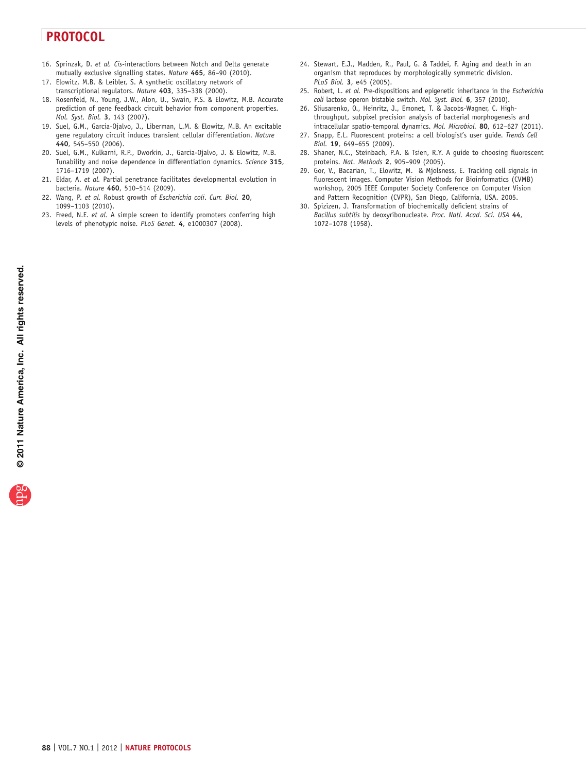16. Sprinzak, D. *et al. Cis*-interactions between Notch and Delta generate mutually exclusive signalling states. *Nature* **465**, 86–90 (2010).
17. Elowitz, M.B. & Leibler, S. A synthetic oscillatory network of transcriptional regulators. *Nature* **403**, 335–338 (2000).
18. Rosenfeld, N., Young, J.W., Alon, U., Swain, P.S. & Elowitz, M.B. Accurate prediction of gene feedback circuit behavior from component properties. *Mol. Syst. Biol.* **3**, 143 (2007).
19. Suel, G.M., Garcia-Ojalvo, J., Liberman, L.M. & Elowitz, M.B. An excitable gene regulatory circuit induces transient cellular differentiation. *Nature* **440**, 545–550 (2006).
20. Suel, G.M., Kulkarni, R.P., Dworkin, J., Garcia-Ojalvo, J. & Elowitz, M.B. Tunability and noise dependence in differentiation dynamics. *Science* **315**, 1716–1719 (2007).
21. Eldar, A. *et al.* Partial penetrance facilitates developmental evolution in bacteria. *Nature* **460**, 510–514 (2009).
22. Wang, P. *et al.* Robust growth of *Escherichia coli*. *Curr. Biol.* **20**, 1099–1103 (2010).
23. Freed, N.E. *et al.* A simple screen to identify promoters conferring high levels of phenotypic noise. *PLoS Genet.* **4**, e1000307 (2008).
24. Stewart, E.J., Madden, R., Paul, G. & Taddei, F. Aging and death in an organism that reproduces by morphologically symmetric division. *PLoS Biol.* **3**, e45 (2005).
25. Robert, L. *et al.* Pre-dispositions and epigenetic inheritance in the *Escherichia coli* lactose operon bistable switch. *Mol. Syst. Biol.* **6**, 357 (2010).
26. Sliusarenko, O., Heinritz, J., Emonet, T. & Jacobs-Wagner, C. High-throughput, subpixel precision analysis of bacterial morphogenesis and intracellular spatio-temporal dynamics. *Mol. Microbiol.* **80**, 612–627 (2011).
27. Snapp, E.L. Fluorescent proteins: a cell biologist's user guide. *Trends Cell Biol.* **19**, 649–655 (2009).
28. Shaner, N.C., Steinbach, P.A. & Tsien, R.Y. A guide to choosing fluorescent proteins. *Nat. Methods* **2**, 905–909 (2005).
29. Gor, V., Bacarian, T., Elowitz, M. & Mjolsness, E. Tracking cell signals in fluorescent images. Computer Vision Methods for Bioinformatics (CVMB) workshop, 2005 IEEE Computer Society Conference on Computer Vision and Pattern Recognition (CVPR), San Diego, California, USA. 2005.
30. Spizizen, J. Transformation of biochemically deficient strains of *Bacillus subtilis* by deoxyribonucleate. *Proc. Natl. Acad. Sci. USA* **44**, 1072–1078 (1958).